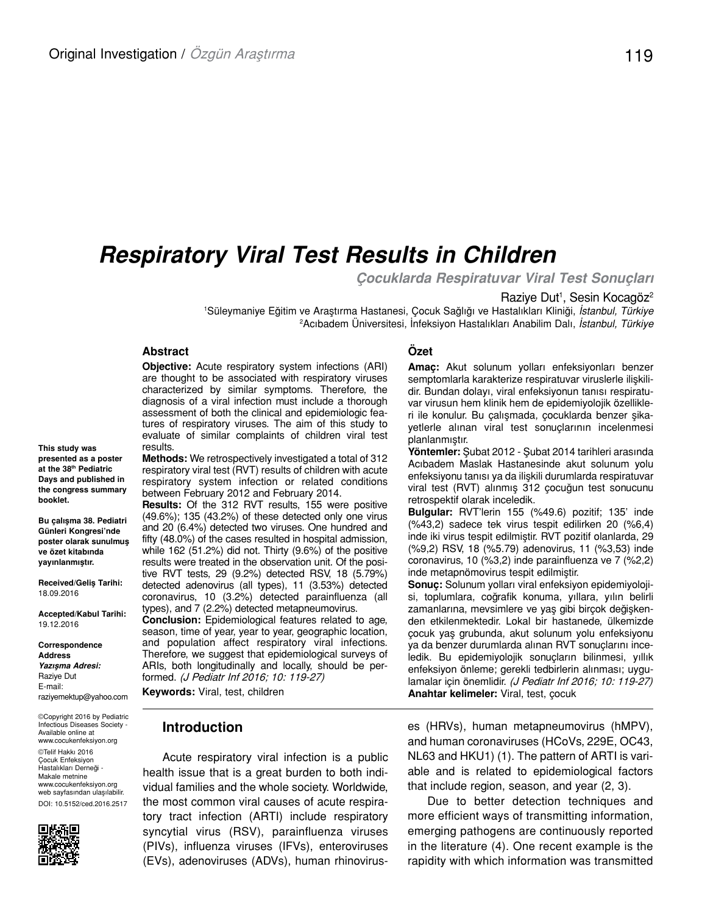Original Investigation / *Özgün Araştırma*

# Respiratory Viral Test Results in Children

## *Çocuklarda Respiratuvar Viral Test Sonuçları*

Raziye Dut[1], Sesin Kocagöz[2]

[1]Süleymaniye Eğitim ve Araştırma Hastanesi, Çocuk Sağlığı ve Hastalıkları Kliniği, *İstanbul, Türkiye*
[2]Acıbadem Üniversitesi, İnfeksiyon Hastalıkları Anabilim Dalı, *İstanbul, Türkiye*

**This study was presented as a poster at the 38th Pediatric Days and published in the congress summary booklet.**

**Bu çalışma 38. Pediatri Günleri Kongresi'nde poster olarak sunulmuş ve özet kitabında yayınlanmıştır.**

**Received/Geliş Tarihi:** 18.09.2016

**Accepted/Kabul Tarihi:** 19.12.2016

**Correspondence Address**
***Yazışma Adresi:***
Raziye Dut
E-mail:
raziyemektup@yahoo.com

©Copyright 2016 by Pediatric Infectious Diseases Society - Available online at www.cocukenfeksiyon.org
©Telif Hakkı 2016 Çocuk Enfeksiyon Hastalıkları Derneği - Makale metnine www.cocukenfeksiyon.org web sayfasından ulaşılabilir.
DOI: 10.5152/ced.2016.2517

### Abstract

**Objective:** Acute respiratory system infections (ARI) are thought to be associated with respiratory viruses characterized by similar symptoms. Therefore, the diagnosis of a viral infection must include a thorough assessment of both the clinical and epidemiologic features of respiratory viruses. The aim of this study to evaluate of similar complaints of children viral test results.

**Methods:** We retrospectively investigated a total of 312 respiratory viral test (RVT) results of children with acute respiratory system infection or related conditions between February 2012 and February 2014.

**Results:** Of the 312 RVT results, 155 were positive (49.6%); 135 (43.2%) of these detected only one virus and 20 (6.4%) detected two viruses. One hundred and fifty (48.0%) of the cases resulted in hospital admission, while 162 (51.2%) did not. Thirty (9.6%) of the positive results were treated in the observation unit. Of the positive RVT tests, 29 (9.2%) detected RSV, 18 (5.79%) detected adenovirus (all types), 11 (3.53%) detected coronavirus, 10 (3.2%) detected parainfluenza (all types), and 7 (2.2%) detected metapneumovirus.

**Conclusion:** Epidemiological features related to age, season, time of year, year to year, geographic location, and population affect respiratory viral infections. Therefore, we suggest that epidemiological surveys of ARIs, both longitudinally and locally, should be performed. *(J Pediatr Inf 2016; 10: 119-27)*

**Keywords:** Viral, test, children

### Özet

**Amaç:** Akut solunum yolları enfeksiyonları benzer semptomlarla karakterize respiratuvar viruslerle ilişkilidir. Bundan dolayı, viral enfeksiyonun tanısı respiratuvar virusun hem klinik hem de epidemiyolojik özellikleri ile konulur. Bu çalışmada, çocuklarda benzer şikayetlerle alınan viral test sonuçlarının incelenmesi planlanmıştır.

**Yöntemler:** Şubat 2012 - Şubat 2014 tarihleri arasında Acıbadem Maslak Hastanesinde akut solunum yolu enfeksiyonu tanısı ya da ilişkili durumlarda respiratuvar viral test (RVT) alınmış 312 çocuğun test sonucunu retrospektif olarak inceledik.

**Bulgular:** RVT'lerin 155 (%49.6) pozitif; 135' inde (%43,2) sadece tek virus tespit edilirken 20 (%6,4) inde iki virus tespit edilmiştir. RVT pozitif olanlarda, 29 (%9,2) RSV, 18 (%5.79) adenovirus, 11 (%3,53) inde coronavirus, 10 (%3,2) inde parainfluenza ve 7 (%2,2) inde metapnömovirus tespit edilmiştir.

**Sonuç:** Solunum yolları viral enfeksiyon epidemiyolojisi, toplumlara, coğrafik konuma, yıllara, yılın belirli zamanlarına, mevsimlere ve yaş gibi birçok değişkenden etkilenmektedir. Lokal bir hastanede, ülkemizde çocuk yaş grubunda, akut solunum yolu enfeksiyonu ya da benzer durumlarda alınan RVT sonuçlarını inceledik. Bu epidemiyolojik sonuçların bilinmesi, yıllık enfeksiyon önleme; gerekli tedbirlerin alınması; uygulamalar için önemlidir. *(J Pediatr Inf 2016; 10: 119-27)*

**Anahtar kelimeler:** Viral, test, çocuk

## Introduction

Acute respiratory viral infection is a public health issue that is a great burden to both individual families and the whole society. Worldwide, the most common viral causes of acute respiratory tract infection (ARTI) include respiratory syncytial virus (RSV), parainfluenza viruses (PIVs), influenza viruses (IFVs), enteroviruses (EVs), adenoviruses (ADVs), human rhinoviruses (HRVs), human metapneumovirus (hMPV), and human coronaviruses (HCoVs, 229E, OC43, NL63 and HKU1) (1). The pattern of ARTI is variable and is related to epidemiological factors that include region, season, and year (2, 3).

Due to better detection techniques and more efficient ways of transmitting information, emerging pathogens are continuously reported in the literature (4). One recent example is the rapidity with which information was transmitted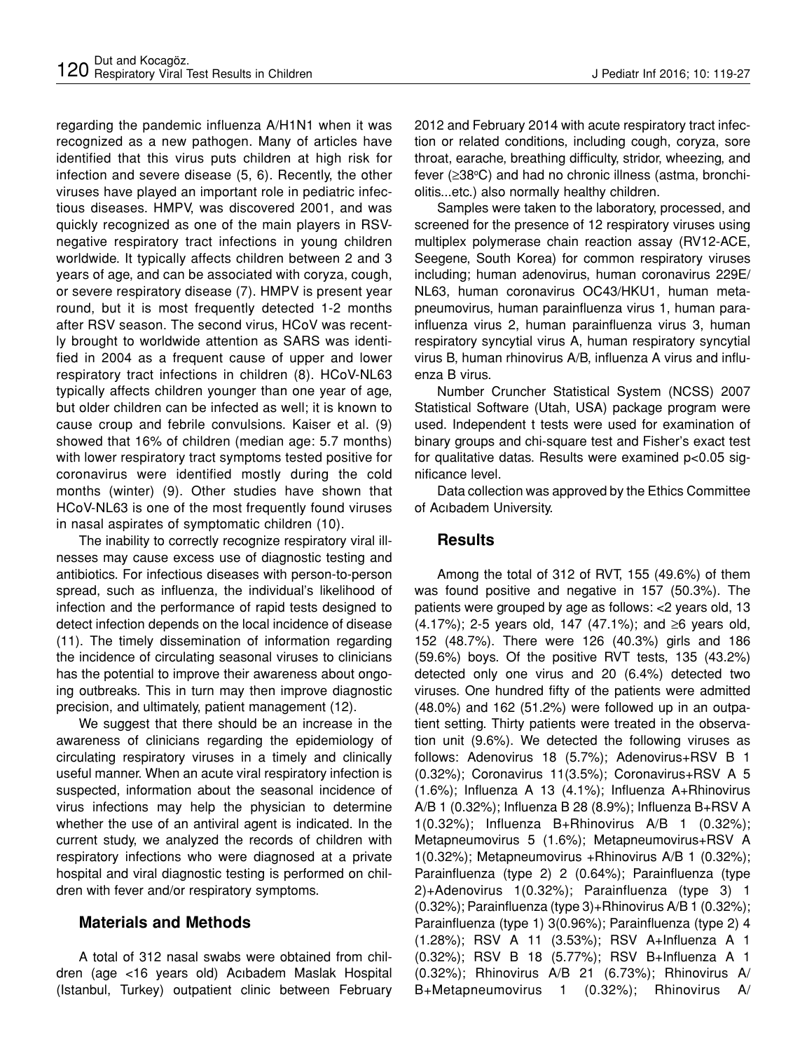regarding the pandemic influenza A/H1N1 when it was recognized as a new pathogen. Many of articles have identified that this virus puts children at high risk for infection and severe disease (5, 6). Recently, the other viruses have played an important role in pediatric infectious diseases. HMPV, was discovered 2001, and was quickly recognized as one of the main players in RSV-negative respiratory tract infections in young children worldwide. It typically affects children between 2 and 3 years of age, and can be associated with coryza, cough, or severe respiratory disease (7). HMPV is present year round, but it is most frequently detected 1-2 months after RSV season. The second virus, HCoV was recently brought to worldwide attention as SARS was identified in 2004 as a frequent cause of upper and lower respiratory tract infections in children (8). HCoV-NL63 typically affects children younger than one year of age, but older children can be infected as well; it is known to cause croup and febrile convulsions. Kaiser et al. (9) showed that 16% of children (median age: 5.7 months) with lower respiratory tract symptoms tested positive for coronavirus were identified mostly during the cold months (winter) (9). Other studies have shown that HCoV-NL63 is one of the most frequently found viruses in nasal aspirates of symptomatic children (10).

The inability to correctly recognize respiratory viral illnesses may cause excess use of diagnostic testing and antibiotics. For infectious diseases with person-to-person spread, such as influenza, the individual's likelihood of infection and the performance of rapid tests designed to detect infection depends on the local incidence of disease (11). The timely dissemination of information regarding the incidence of circulating seasonal viruses to clinicians has the potential to improve their awareness about ongoing outbreaks. This in turn may then improve diagnostic precision, and ultimately, patient management (12).

We suggest that there should be an increase in the awareness of clinicians regarding the epidemiology of circulating respiratory viruses in a timely and clinically useful manner. When an acute viral respiratory infection is suspected, information about the seasonal incidence of virus infections may help the physician to determine whether the use of an antiviral agent is indicated. In the current study, we analyzed the records of children with respiratory infections who were diagnosed at a private hospital and viral diagnostic testing is performed on children with fever and/or respiratory symptoms.

## Materials and Methods

A total of 312 nasal swabs were obtained from children (age <16 years old) Acıbadem Maslak Hospital (Istanbul, Turkey) outpatient clinic between February 2012 and February 2014 with acute respiratory tract infection or related conditions, including cough, coryza, sore throat, earache, breathing difficulty, stridor, wheezing, and fever (≥38°C) and had no chronic illness (astma, bronchiolitis...etc.) also normally healthy children.

Samples were taken to the laboratory, processed, and screened for the presence of 12 respiratory viruses using multiplex polymerase chain reaction assay (RV12-ACE, Seegene, South Korea) for common respiratory viruses including; human adenovirus, human coronavirus 229E/NL63, human coronavirus OC43/HKU1, human metapneumovirus, human parainfluenza virus 1, human parainfluenza virus 2, human parainfluenza virus 3, human respiratory syncytial virus A, human respiratory syncytial virus B, human rhinovirus A/B, influenza A virus and influenza B virus.

Number Cruncher Statistical System (NCSS) 2007 Statistical Software (Utah, USA) package program were used. Independent t tests were used for examination of binary groups and chi-square test and Fisher's exact test for qualitative datas. Results were examined $p<0.05$ significance level.

Data collection was approved by the Ethics Committee of Acıbadem University.

## Results

Among the total of 312 of RVT, 155 (49.6%) of them was found positive and negative in 157 (50.3%). The patients were grouped by age as follows: <2 years old, 13 (4.17%); 2-5 years old, 147 (47.1%); and ≥6 years old, 152 (48.7%). There were 126 (40.3%) girls and 186 (59.6%) boys. Of the positive RVT tests, 135 (43.2%) detected only one virus and 20 (6.4%) detected two viruses. One hundred fifty of the patients were admitted (48.0%) and 162 (51.2%) were followed up in an outpatient setting. Thirty patients were treated in the observation unit (9.6%). We detected the following viruses as follows: Adenovirus 18 (5.7%); Adenovirus+RSV B 1 (0.32%); Coronavirus 11(3.5%); Coronavirus+RSV A 5 (1.6%); Influenza A 13 (4.1%); Influenza A+Rhinovirus A/B 1 (0.32%); Influenza B 28 (8.9%); Influenza B+RSV A 1(0.32%); Influenza B+Rhinovirus A/B 1 (0.32%); Metapneumovirus 5 (1.6%); Metapneumovirus+RSV A 1(0.32%); Metapneumovirus +Rhinovirus A/B 1 (0.32%); Parainfluenza (type 2) 2 (0.64%); Parainfluenza (type 2)+Adenovirus 1(0.32%); Parainfluenza (type 3) 1 (0.32%); Parainfluenza (type 3)+Rhinovirus A/B 1 (0.32%); Parainfluenza (type 1) 3(0.96%); Parainfluenza (type 2) 4 (1.28%); RSV A 11 (3.53%); RSV A+Influenza A 1 (0.32%); RSV B 18 (5.77%); RSV B+Influenza A 1 (0.32%); Rhinovirus A/B 21 (6.73%); Rhinovirus A/B+Metapneumovirus 1 (0.32%); Rhinovirus A/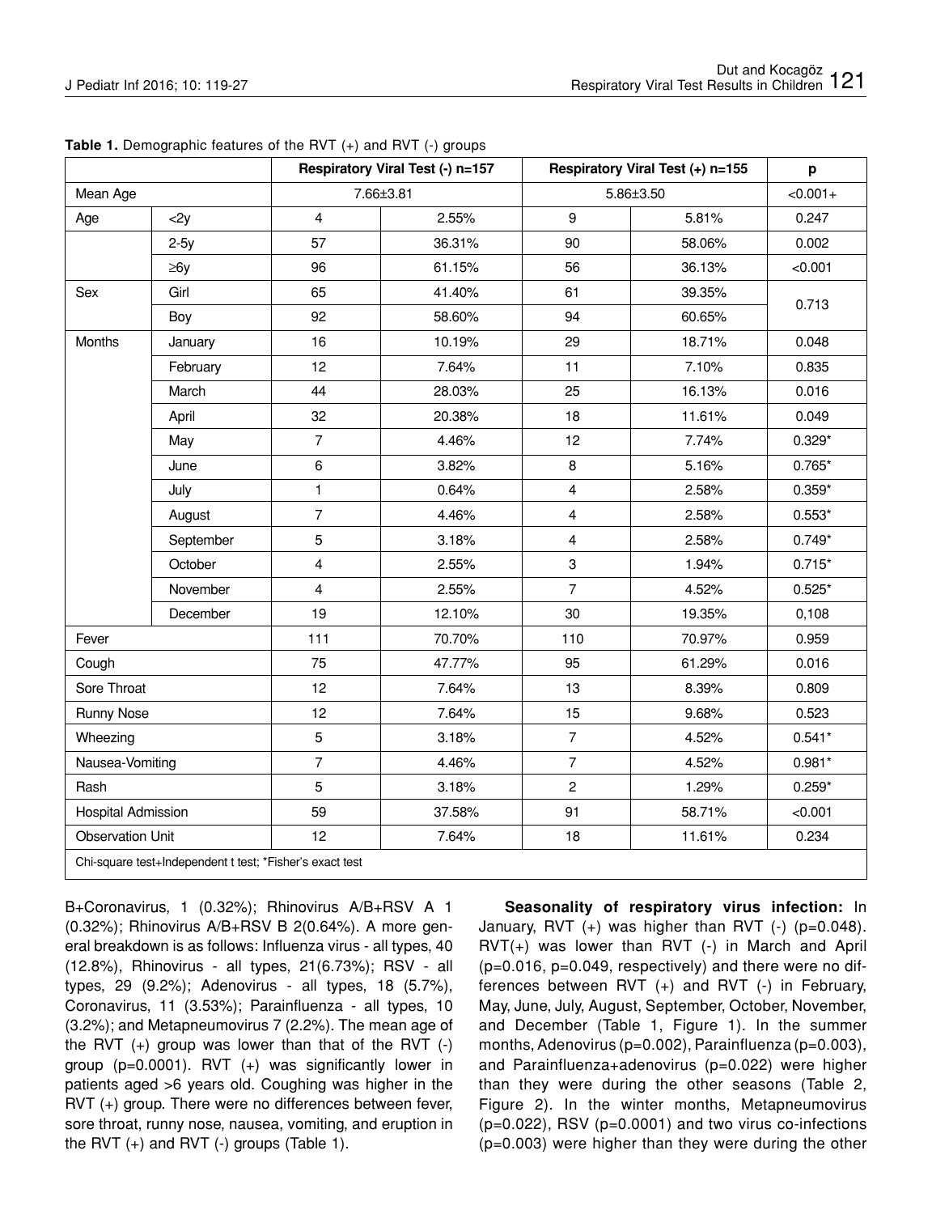**Table 1.** Demographic features of the RVT (+) and RVT (-) groups

| | | Respiratory Viral Test (-) n=157 | | Respiratory Viral Test (+) n=155 | | p |
|---|---|---|---|---|---|---|
| Mean Age | | 7.66±3.81 | | 5.86±3.50 | | <0.001+ |
| Age | <2y | 4 | 2.55% | 9 | 5.81% | 0.247 |
| | 2-5y | 57 | 36.31% | 90 | 58.06% | 0.002 |
| | ≥6y | 96 | 61.15% | 56 | 36.13% | <0.001 |
| Sex | Girl | 65 | 41.40% | 61 | 39.35% | 0.713 |
| | Boy | 92 | 58.60% | 94 | 60.65% | |
| Months | January | 16 | 10.19% | 29 | 18.71% | 0.048 |
| | February | 12 | 7.64% | 11 | 7.10% | 0.835 |
| | March | 44 | 28.03% | 25 | 16.13% | 0.016 |
| | April | 32 | 20.38% | 18 | 11.61% | 0.049 |
| | May | 7 | 4.46% | 12 | 7.74% | 0.329* |
| | June | 6 | 3.82% | 8 | 5.16% | 0.765* |
| | July | 1 | 0.64% | 4 | 2.58% | 0.359* |
| | August | 7 | 4.46% | 4 | 2.58% | 0.553* |
| | September | 5 | 3.18% | 4 | 2.58% | 0.749* |
| | October | 4 | 2.55% | 3 | 1.94% | 0.715* |
| | November | 4 | 2.55% | 7 | 4.52% | 0.525* |
| | December | 19 | 12.10% | 30 | 19.35% | 0,108 |
| Fever | | 111 | 70.70% | 110 | 70.97% | 0.959 |
| Cough | | 75 | 47.77% | 95 | 61.29% | 0.016 |
| Sore Throat | | 12 | 7.64% | 13 | 8.39% | 0.809 |
| Runny Nose | | 12 | 7.64% | 15 | 9.68% | 0.523 |
| Wheezing | | 5 | 3.18% | 7 | 4.52% | 0.541* |
| Nausea-Vomiting | | 7 | 4.46% | 7 | 4.52% | 0.981* |
| Rash | | 5 | 3.18% | 2 | 1.29% | 0.259* |
| Hospital Admission | | 59 | 37.58% | 91 | 58.71% | <0.001 |
| Observation Unit | | 12 | 7.64% | 18 | 11.61% | 0.234 |

Chi-square test+Independent t test; *Fisher's exact test

B+Coronavirus, 1 (0.32%); Rhinovirus A/B+RSV A 1 (0.32%); Rhinovirus A/B+RSV B 2(0.64%). A more general breakdown is as follows: Influenza virus - all types, 40 (12.8%), Rhinovirus - all types, 21(6.73%); RSV - all types, 29 (9.2%); Adenovirus - all types, 18 (5.7%), Coronavirus, 11 (3.53%); Parainfluenza - all types, 10 (3.2%); and Metapneumovirus 7 (2.2%). The mean age of the RVT (+) group was lower than that of the RVT (-) group (p=0.0001). RVT (+) was significantly lower in patients aged >6 years old. Coughing was higher in the RVT (+) group. There were no differences between fever, sore throat, runny nose, nausea, vomiting, and eruption in the RVT (+) and RVT (-) groups (Table 1).

**Seasonality of respiratory virus infection:** In January, RVT (+) was higher than RVT (-) (p=0.048). RVT(+) was lower than RVT (-) in March and April (p=0.016, p=0.049, respectively) and there were no differences between RVT (+) and RVT (-) in February, May, June, July, August, September, October, November, and December (Table 1, Figure 1). In the summer months, Adenovirus (p=0.002), Parainfluenza (p=0.003), and Parainfluenza+adenovirus (p=0.022) were higher than they were during the other seasons (Table 2, Figure 2). In the winter months, Metapneumovirus (p=0.022), RSV (p=0.0001) and two virus co-infections (p=0.003) were higher than they were during the other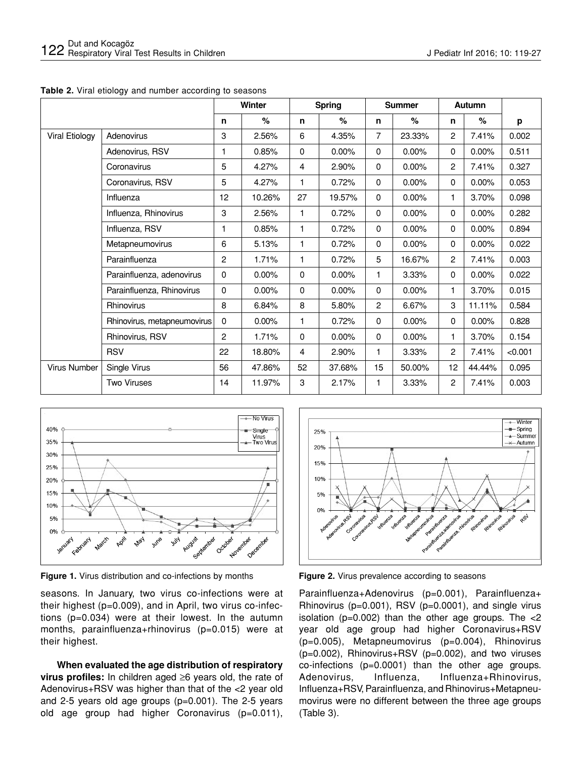**Table 2.** Viral etiology and number according to seasons

| | | Winter | | Spring | | Summer | | Autumn | | |
|---|---|---|---|---|---|---|---|---|---|---|
| | | n | % | n | % | n | % | n | % | p |
| Viral Etiology | Adenovirus | 3 | 2.56% | 6 | 4.35% | 7 | 23.33% | 2 | 7.41% | 0.002 |
| | Adenovirus, RSV | 1 | 0.85% | 0 | 0.00% | 0 | 0.00% | 0 | 0.00% | 0.511 |
| | Coronavirus | 5 | 4.27% | 4 | 2.90% | 0 | 0.00% | 2 | 7.41% | 0.327 |
| | Coronavirus, RSV | 5 | 4.27% | 1 | 0.72% | 0 | 0.00% | 0 | 0.00% | 0.053 |
| | Influenza | 12 | 10.26% | 27 | 19.57% | 0 | 0.00% | 1 | 3.70% | 0.098 |
| | Influenza, Rhinovirus | 3 | 2.56% | 1 | 0.72% | 0 | 0.00% | 0 | 0.00% | 0.282 |
| | Influenza, RSV | 1 | 0.85% | 1 | 0.72% | 0 | 0.00% | 0 | 0.00% | 0.894 |
| | Metapneumovirus | 6 | 5.13% | 1 | 0.72% | 0 | 0.00% | 0 | 0.00% | 0.022 |
| | Parainfluenza | 2 | 1.71% | 1 | 0.72% | 5 | 16.67% | 2 | 7.41% | 0.003 |
| | Parainfluenza, adenovirus | 0 | 0.00% | 0 | 0.00% | 1 | 3.33% | 0 | 0.00% | 0.022 |
| | Parainfluenza, Rhinovirus | 0 | 0.00% | 0 | 0.00% | 0 | 0.00% | 1 | 3.70% | 0.015 |
| | Rhinovirus | 8 | 6.84% | 8 | 5.80% | 2 | 6.67% | 3 | 11.11% | 0.584 |
| | Rhinovirus, metapneumovirus | 0 | 0.00% | 1 | 0.72% | 0 | 0.00% | 0 | 0.00% | 0.828 |
| | Rhinovirus, RSV | 2 | 1.71% | 0 | 0.00% | 0 | 0.00% | 1 | 3.70% | 0.154 |
| | RSV | 22 | 18.80% | 4 | 2.90% | 1 | 3.33% | 2 | 7.41% | <0.001 |
| Virus Number | Single Virus | 56 | 47.86% | 52 | 37.68% | 15 | 50.00% | 12 | 44.44% | 0.095 |
| | Two Viruses | 14 | 11.97% | 3 | 2.17% | 1 | 3.33% | 2 | 7.41% | 0.003 |

No Virus
Single Virus
Two Virus
0% 5% 10% 15% 20% 25% 30% 35% 40%
January February March April May June July August September October November December

**Figure 1.** Virus distribution and co-infections by months

Winter
Spring
Summer
Autumn
0% 5% 10% 15% 20% 25%
Adenovirus Adenovirus,RSV Coronavirus Coronavirus,RSV Influenza Influenza Influenza Metapneumovirus Parainfluenza Parainfluenza,adenovirus Parainfluenza, rhinovirus Rhinovirus Rhinovirus Rhinovirus RSV

**Figure 2.** Virus prevalence according to seasons

seasons. In January, two virus co-infections were at their highest (p=0.009), and in April, two virus co-infections (p=0.034) were at their lowest. In the autumn months, parainfluenza+rhinovirus (p=0.015) were at their highest.

**When evaluated the age distribution of respiratory virus profiles:** In children aged ≥6 years old, the rate of Adenovirus+RSV was higher than that of the <2 year old and 2-5 years old age groups (p=0.001). The 2-5 years old age group had higher Coronavirus (p=0.011), Parainfluenza+Adenovirus (p=0.001), Parainfluenza+Rhinovirus (p=0.001), RSV (p=0.0001), and single virus isolation (p=0.002) than the other age groups. The <2 year old age group had higher Coronavirus+RSV (p=0.005), Metapneumovirus (p=0.004), Rhinovirus (p=0.002), Rhinovirus+RSV (p=0.002), and two viruses co-infections (p=0.0001) than the other age groups. Adenovirus, Influenza, Influenza+Rhinovirus, Influenza+RSV, Parainfluenza, and Rhinovirus+Metapneumovirus were no different between the three age groups (Table 3).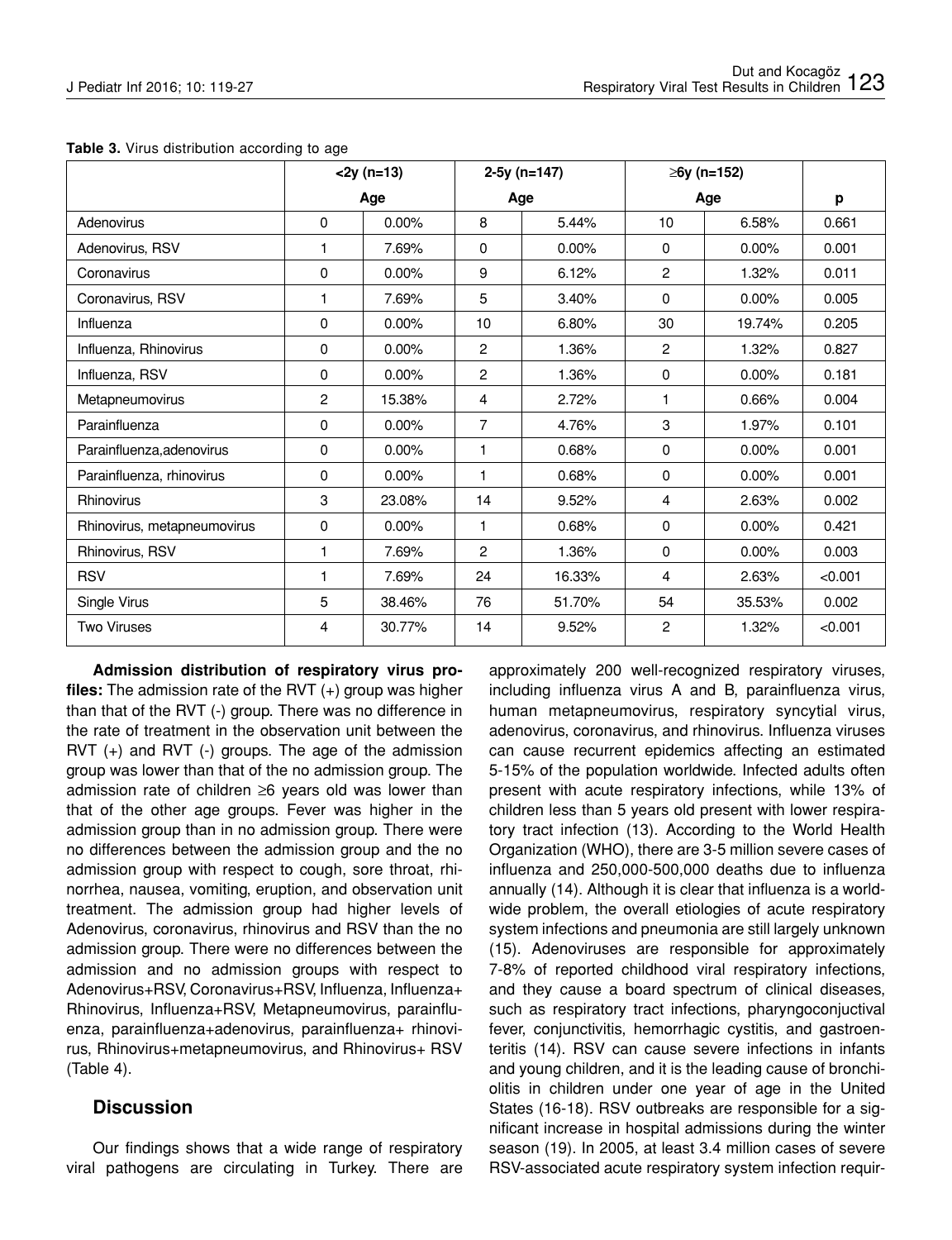**Table 3.** Virus distribution according to age

| | <2y (n=13) | | 2-5y (n=147) | | ≥6y (n=152) | | |
|---|---|---|---|---|---|---|---|
| | Age | | Age | | Age | | p |
| Adenovirus | 0 | 0.00% | 8 | 5.44% | 10 | 6.58% | 0.661 |
| Adenovirus, RSV | 1 | 7.69% | 0 | 0.00% | 0 | 0.00% | 0.001 |
| Coronavirus | 0 | 0.00% | 9 | 6.12% | 2 | 1.32% | 0.011 |
| Coronavirus, RSV | 1 | 7.69% | 5 | 3.40% | 0 | 0.00% | 0.005 |
| Influenza | 0 | 0.00% | 10 | 6.80% | 30 | 19.74% | 0.205 |
| Influenza, Rhinovirus | 0 | 0.00% | 2 | 1.36% | 2 | 1.32% | 0.827 |
| Influenza, RSV | 0 | 0.00% | 2 | 1.36% | 0 | 0.00% | 0.181 |
| Metapneumovirus | 2 | 15.38% | 4 | 2.72% | 1 | 0.66% | 0.004 |
| Parainfluenza | 0 | 0.00% | 7 | 4.76% | 3 | 1.97% | 0.101 |
| Parainfluenza,adenovirus | 0 | 0.00% | 1 | 0.68% | 0 | 0.00% | 0.001 |
| Parainfluenza, rhinovirus | 0 | 0.00% | 1 | 0.68% | 0 | 0.00% | 0.001 |
| Rhinovirus | 3 | 23.08% | 14 | 9.52% | 4 | 2.63% | 0.002 |
| Rhinovirus, metapneumovirus | 0 | 0.00% | 1 | 0.68% | 0 | 0.00% | 0.421 |
| Rhinovirus, RSV | 1 | 7.69% | 2 | 1.36% | 0 | 0.00% | 0.003 |
| RSV | 1 | 7.69% | 24 | 16.33% | 4 | 2.63% | <0.001 |
| Single Virus | 5 | 38.46% | 76 | 51.70% | 54 | 35.53% | 0.002 |
| Two Viruses | 4 | 30.77% | 14 | 9.52% | 2 | 1.32% | <0.001 |

**Admission distribution of respiratory virus profiles:** The admission rate of the RVT (+) group was higher than that of the RVT (-) group. There was no difference in the rate of treatment in the observation unit between the RVT (+) and RVT (-) groups. The age of the admission group was lower than that of the no admission group. The admission rate of children ≥6 years old was lower than that of the other age groups. Fever was higher in the admission group than in no admission group. There were no differences between the admission group and the no admission group with respect to cough, sore throat, rhinorrhea, nausea, vomiting, eruption, and observation unit treatment. The admission group had higher levels of Adenovirus, coronavirus, rhinovirus and RSV than the no admission group. There were no differences between the admission and no admission groups with respect to Adenovirus+RSV, Coronavirus+RSV, Influenza, Influenza+Rhinovirus, Influenza+RSV, Metapneumovirus, parainfluenza, parainfluenza+adenovirus, parainfluenza+ rhinovirus, Rhinovirus+metapneumovirus, and Rhinovirus+ RSV (Table 4).

## Discussion

Our findings shows that a wide range of respiratory viral pathogens are circulating in Turkey. There are approximately 200 well-recognized respiratory viruses, including influenza virus A and B, parainfluenza virus, human metapneumovirus, respiratory syncytial virus, adenovirus, coronavirus, and rhinovirus. Influenza viruses can cause recurrent epidemics affecting an estimated 5-15% of the population worldwide. Infected adults often present with acute respiratory infections, while 13% of children less than 5 years old present with lower respiratory tract infection (13). According to the World Health Organization (WHO), there are 3-5 million severe cases of influenza and 250,000-500,000 deaths due to influenza annually (14). Although it is clear that influenza is a worldwide problem, the overall etiologies of acute respiratory system infections and pneumonia are still largely unknown (15). Adenoviruses are responsible for approximately 7-8% of reported childhood viral respiratory infections, and they cause a board spectrum of clinical diseases, such as respiratory tract infections, pharyngoconjuctival fever, conjunctivitis, hemorrhagic cystitis, and gastroenteritis (14). RSV can cause severe infections in infants and young children, and it is the leading cause of bronchiolitis in children under one year of age in the United States (16-18). RSV outbreaks are responsible for a significant increase in hospital admissions during the winter season (19). In 2005, at least 3.4 million cases of severe RSV-associated acute respiratory system infection requir-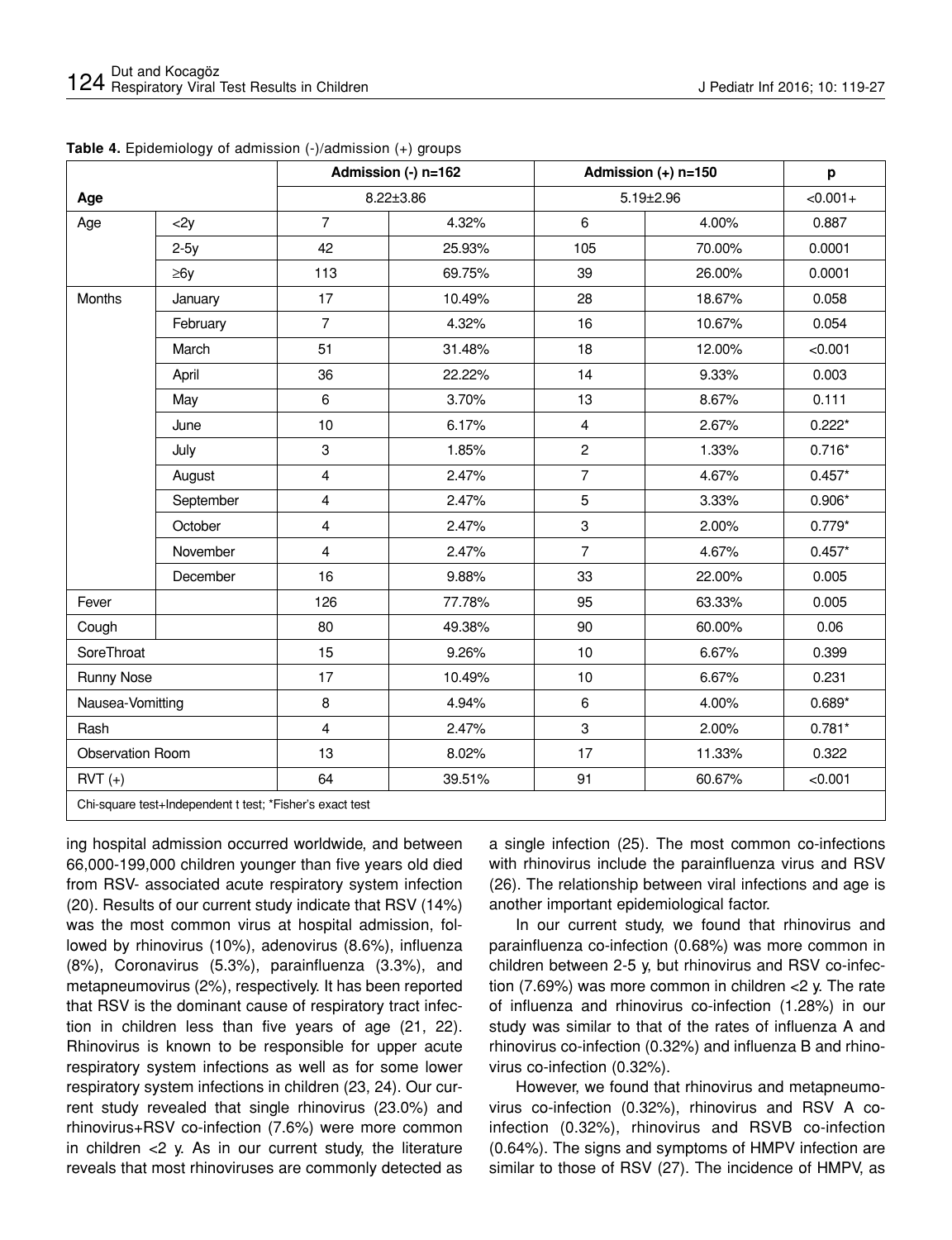**Table 4.** Epidemiology of admission (-)/admission (+) groups

| | | Admission (-) n=162 | | Admission (+) n=150 | | p |
|---|---|---|---|---|---|---|
| Age | | 8.22±3.86 | | 5.19±2.96 | | <0.001+ |
| Age | <2y | 7 | 4.32% | 6 | 4.00% | 0.887 |
| | 2-5y | 42 | 25.93% | 105 | 70.00% | 0.0001 |
| | ≥6y | 113 | 69.75% | 39 | 26.00% | 0.0001 |
| Months | January | 17 | 10.49% | 28 | 18.67% | 0.058 |
| | February | 7 | 4.32% | 16 | 10.67% | 0.054 |
| | March | 51 | 31.48% | 18 | 12.00% | <0.001 |
| | April | 36 | 22.22% | 14 | 9.33% | 0.003 |
| | May | 6 | 3.70% | 13 | 8.67% | 0.111 |
| | June | 10 | 6.17% | 4 | 2.67% | 0.222* |
| | July | 3 | 1.85% | 2 | 1.33% | 0.716* |
| | August | 4 | 2.47% | 7 | 4.67% | 0.457* |
| | September | 4 | 2.47% | 5 | 3.33% | 0.906* |
| | October | 4 | 2.47% | 3 | 2.00% | 0.779* |
| | November | 4 | 2.47% | 7 | 4.67% | 0.457* |
| | December | 16 | 9.88% | 33 | 22.00% | 0.005 |
| Fever | | 126 | 77.78% | 95 | 63.33% | 0.005 |
| Cough | | 80 | 49.38% | 90 | 60.00% | 0.06 |
| SoreThroat | | 15 | 9.26% | 10 | 6.67% | 0.399 |
| Runny Nose | | 17 | 10.49% | 10 | 6.67% | 0.231 |
| Nausea-Vomitting | | 8 | 4.94% | 6 | 4.00% | 0.689* |
| Rash | | 4 | 2.47% | 3 | 2.00% | 0.781* |
| Observation Room | | 13 | 8.02% | 17 | 11.33% | 0.322 |
| RVT (+) | | 64 | 39.51% | 91 | 60.67% | <0.001 |

Chi-square test+Independent t test; *Fisher's exact test

ing hospital admission occurred worldwide, and between 66,000-199,000 children younger than five years old died from RSV- associated acute respiratory system infection (20). Results of our current study indicate that RSV (14%) was the most common virus at hospital admission, followed by rhinovirus (10%), adenovirus (8.6%), influenza (8%), Coronavirus (5.3%), parainfluenza (3.3%), and metapneumovirus (2%), respectively. It has been reported that RSV is the dominant cause of respiratory tract infection in children less than five years of age (21, 22). Rhinovirus is known to be responsible for upper acute respiratory system infections as well as for some lower respiratory system infections in children (23, 24). Our current study revealed that single rhinovirus (23.0%) and rhinovirus+RSV co-infection (7.6%) were more common in children <2 y. As in our current study, the literature reveals that most rhinoviruses are commonly detected as a single infection (25). The most common co-infections with rhinovirus include the parainfluenza virus and RSV (26). The relationship between viral infections and age is another important epidemiological factor.

In our current study, we found that rhinovirus and parainfluenza co-infection (0.68%) was more common in children between 2-5 y, but rhinovirus and RSV co-infection (7.69%) was more common in children <2 y. The rate of influenza and rhinovirus co-infection (1.28%) in our study was similar to that of the rates of influenza A and rhinovirus co-infection (0.32%) and influenza B and rhinovirus co-infection (0.32%).

However, we found that rhinovirus and metapneumovirus co-infection (0.32%), rhinovirus and RSV A co-infection (0.32%), rhinovirus and RSVB co-infection (0.64%). The signs and symptoms of HMPV infection are similar to those of RSV (27). The incidence of HMPV, as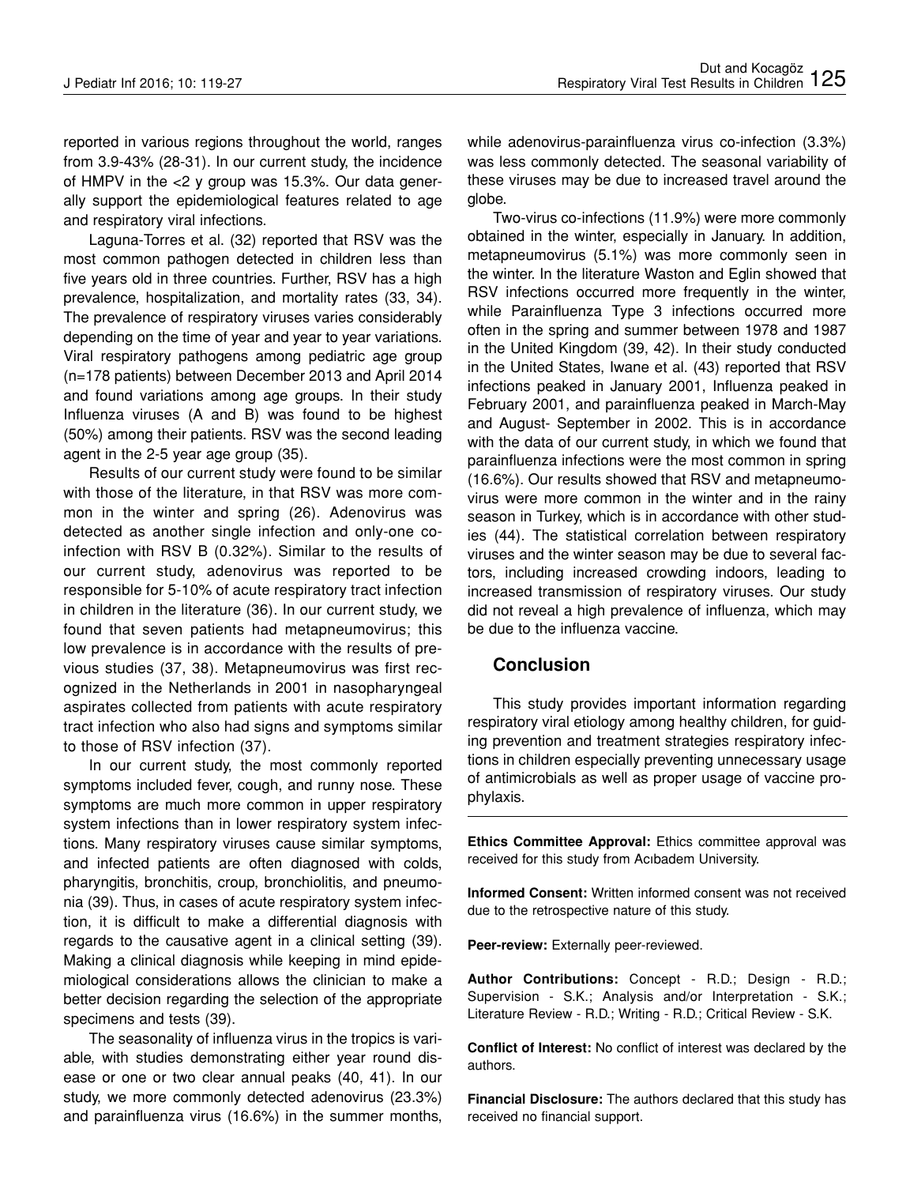reported in various regions throughout the world, ranges from 3.9-43% (28-31). In our current study, the incidence of HMPV in the <2 y group was 15.3%. Our data generally support the epidemiological features related to age and respiratory viral infections.

Laguna-Torres et al. (32) reported that RSV was the most common pathogen detected in children less than five years old in three countries. Further, RSV has a high prevalence, hospitalization, and mortality rates (33, 34). The prevalence of respiratory viruses varies considerably depending on the time of year and year to year variations. Viral respiratory pathogens among pediatric age group (n=178 patients) between December 2013 and April 2014 and found variations among age groups. In their study Influenza viruses (A and B) was found to be highest (50%) among their patients. RSV was the second leading agent in the 2-5 year age group (35).

Results of our current study were found to be similar with those of the literature, in that RSV was more common in the winter and spring (26). Adenovirus was detected as another single infection and only-one co-infection with RSV B (0.32%). Similar to the results of our current study, adenovirus was reported to be responsible for 5-10% of acute respiratory tract infection in children in the literature (36). In our current study, we found that seven patients had metapneumovirus; this low prevalence is in accordance with the results of previous studies (37, 38). Metapneumovirus was first recognized in the Netherlands in 2001 in nasopharyngeal aspirates collected from patients with acute respiratory tract infection who also had signs and symptoms similar to those of RSV infection (37).

In our current study, the most commonly reported symptoms included fever, cough, and runny nose. These symptoms are much more common in upper respiratory system infections than in lower respiratory system infections. Many respiratory viruses cause similar symptoms, and infected patients are often diagnosed with colds, pharyngitis, bronchitis, croup, bronchiolitis, and pneumonia (39). Thus, in cases of acute respiratory system infection, it is difficult to make a differential diagnosis with regards to the causative agent in a clinical setting (39). Making a clinical diagnosis while keeping in mind epidemiological considerations allows the clinician to make a better decision regarding the selection of the appropriate specimens and tests (39).

The seasonality of influenza virus in the tropics is variable, with studies demonstrating either year round disease or one or two clear annual peaks (40, 41). In our study, we more commonly detected adenovirus (23.3%) and parainfluenza virus (16.6%) in the summer months, while adenovirus-parainfluenza virus co-infection (3.3%) was less commonly detected. The seasonal variability of these viruses may be due to increased travel around the globe.

Two-virus co-infections (11.9%) were more commonly obtained in the winter, especially in January. In addition, metapneumovirus (5.1%) was more commonly seen in the winter. In the literature Waston and Eglin showed that RSV infections occurred more frequently in the winter, while Parainfluenza Type 3 infections occurred more often in the spring and summer between 1978 and 1987 in the United Kingdom (39, 42). In their study conducted in the United States, Iwane et al. (43) reported that RSV infections peaked in January 2001, Influenza peaked in February 2001, and parainfluenza peaked in March-May and August- September in 2002. This is in accordance with the data of our current study, in which we found that parainfluenza infections were the most common in spring (16.6%). Our results showed that RSV and metapneumovirus were more common in the winter and in the rainy season in Turkey, which is in accordance with other studies (44). The statistical correlation between respiratory viruses and the winter season may be due to several factors, including increased crowding indoors, leading to increased transmission of respiratory viruses. Our study did not reveal a high prevalence of influenza, which may be due to the influenza vaccine.

## Conclusion

This study provides important information regarding respiratory viral etiology among healthy children, for guiding prevention and treatment strategies respiratory infections in children especially preventing unnecessary usage of antimicrobials as well as proper usage of vaccine prophylaxis.

---

**Ethics Committee Approval:** Ethics committee approval was received for this study from Acıbadem University.

**Informed Consent:** Written informed consent was not received due to the retrospective nature of this study.

**Peer-review:** Externally peer-reviewed.

**Author Contributions:** Concept - R.D.; Design - R.D.; Supervision - S.K.; Analysis and/or Interpretation - S.K.; Literature Review - R.D.; Writing - R.D.; Critical Review - S.K.

**Conflict of Interest:** No conflict of interest was declared by the authors.

**Financial Disclosure:** The authors declared that this study has received no financial support.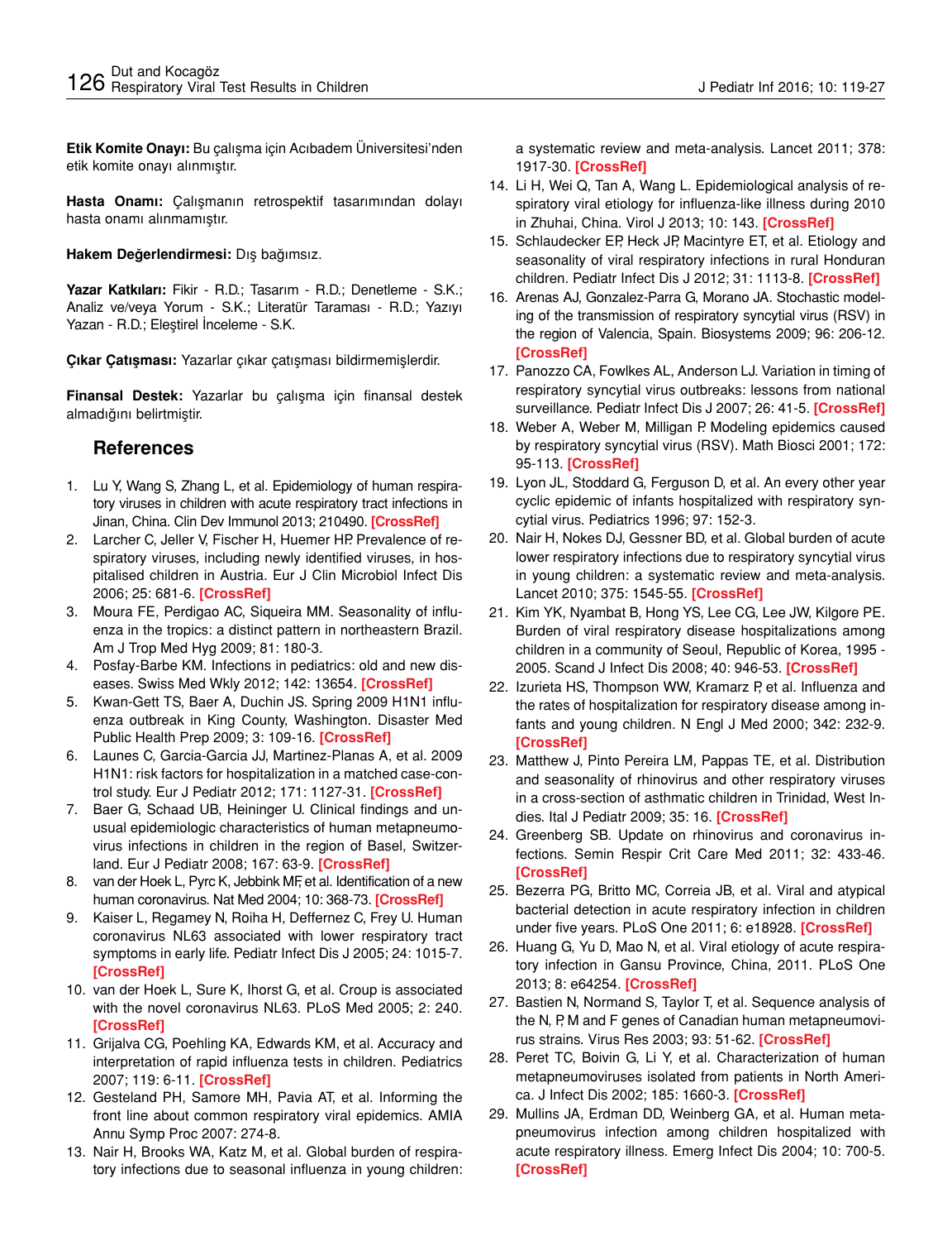**Etik Komite Onayı:** Bu çalışma için Acıbadem Üniversitesi'nden etik komite onayı alınmıştır.

**Hasta Onamı:** Çalışmanın retrospektif tasarımından dolayı hasta onamı alınmamıştır.

**Hakem Değerlendirmesi:** Dış bağımsız.

**Yazar Katkıları:** Fikir - R.D.; Tasarım - R.D.; Denetleme - S.K.; Analiz ve/veya Yorum - S.K.; Literatür Taraması - R.D.; Yazıyı Yazan - R.D.; Eleştirel İnceleme - S.K.

**Çıkar Çatışması:** Yazarlar çıkar çatışması bildirmemişlerdir.

**Finansal Destek:** Yazarlar bu çalışma için finansal destek almadığını belirtmiştir.

## References

1. Lu Y, Wang S, Zhang L, et al. Epidemiology of human respiratory viruses in children with acute respiratory tract infections in Jinan, China. Clin Dev Immunol 2013; 210490. [CrossRef]
2. Larcher C, Jeller V, Fischer H, Huemer HP. Prevalence of respiratory viruses, including newly identified viruses, in hospitalised children in Austria. Eur J Clin Microbiol Infect Dis 2006; 25: 681-6. [CrossRef]
3. Moura FE, Perdigao AC, Siqueira MM. Seasonality of influenza in the tropics: a distinct pattern in northeastern Brazil. Am J Trop Med Hyg 2009; 81: 180-3.
4. Posfay-Barbe KM. Infections in pediatrics: old and new diseases. Swiss Med Wkly 2012; 142: 13654. [CrossRef]
5. Kwan-Gett TS, Baer A, Duchin JS. Spring 2009 H1N1 influenza outbreak in King County, Washington. Disaster Med Public Health Prep 2009; 3: 109-16. [CrossRef]
6. Launes C, Garcia-Garcia JJ, Martinez-Planas A, et al. 2009 H1N1: risk factors for hospitalization in a matched case-control study. Eur J Pediatr 2012; 171: 1127-31. [CrossRef]
7. Baer G, Schaad UB, Heininger U. Clinical findings and unusual epidemiologic characteristics of human metapneumovirus infections in children in the region of Basel, Switzerland. Eur J Pediatr 2008; 167: 63-9. [CrossRef]
8. van der Hoek L, Pyrc K, Jebbink MF, et al. Identification of a new human coronavirus. Nat Med 2004; 10: 368-73. [CrossRef]
9. Kaiser L, Regamey N, Roiha H, Deffernez C, Frey U. Human coronavirus NL63 associated with lower respiratory tract symptoms in early life. Pediatr Infect Dis J 2005; 24: 1015-7. [CrossRef]
10. van der Hoek L, Sure K, Ihorst G, et al. Croup is associated with the novel coronavirus NL63. PLoS Med 2005; 2: 240. [CrossRef]
11. Grijalva CG, Poehling KA, Edwards KM, et al. Accuracy and interpretation of rapid influenza tests in children. Pediatrics 2007; 119: 6-11. [CrossRef]
12. Gesteland PH, Samore MH, Pavia AT, et al. Informing the front line about common respiratory viral epidemics. AMIA Annu Symp Proc 2007: 274-8.
13. Nair H, Brooks WA, Katz M, et al. Global burden of respiratory infections due to seasonal influenza in young children: a systematic review and meta-analysis. Lancet 2011; 378: 1917-30. [CrossRef]
14. Li H, Wei Q, Tan A, Wang L. Epidemiological analysis of respiratory viral etiology for influenza-like illness during 2010 in Zhuhai, China. Virol J 2013; 10: 143. [CrossRef]
15. Schlaudecker EP, Heck JP, Macintyre ET, et al. Etiology and seasonality of viral respiratory infections in rural Honduran children. Pediatr Infect Dis J 2012; 31: 1113-8. [CrossRef]
16. Arenas AJ, Gonzalez-Parra G, Morano JA. Stochastic modeling of the transmission of respiratory syncytial virus (RSV) in the region of Valencia, Spain. Biosystems 2009; 96: 206-12. [CrossRef]
17. Panozzo CA, Fowlkes AL, Anderson LJ. Variation in timing of respiratory syncytial virus outbreaks: lessons from national surveillance. Pediatr Infect Dis J 2007; 26: 41-5. [CrossRef]
18. Weber A, Weber M, Milligan P. Modeling epidemics caused by respiratory syncytial virus (RSV). Math Biosci 2001; 172: 95-113. [CrossRef]
19. Lyon JL, Stoddard G, Ferguson D, et al. An every other year cyclic epidemic of infants hospitalized with respiratory syncytial virus. Pediatrics 1996; 97: 152-3.
20. Nair H, Nokes DJ, Gessner BD, et al. Global burden of acute lower respiratory infections due to respiratory syncytial virus in young children: a systematic review and meta-analysis. Lancet 2010; 375: 1545-55. [CrossRef]
21. Kim YK, Nyambat B, Hong YS, Lee CG, Lee JW, Kilgore PE. Burden of viral respiratory disease hospitalizations among children in a community of Seoul, Republic of Korea, 1995 - 2005. Scand J Infect Dis 2008; 40: 946-53. [CrossRef]
22. Izurieta HS, Thompson WW, Kramarz P, et al. Influenza and the rates of hospitalization for respiratory disease among infants and young children. N Engl J Med 2000; 342: 232-9. [CrossRef]
23. Matthew J, Pinto Pereira LM, Pappas TE, et al. Distribution and seasonality of rhinovirus and other respiratory viruses in a cross-section of asthmatic children in Trinidad, West Indies. Ital J Pediatr 2009; 35: 16. [CrossRef]
24. Greenberg SB. Update on rhinovirus and coronavirus infections. Semin Respir Crit Care Med 2011; 32: 433-46. [CrossRef]
25. Bezerra PG, Britto MC, Correia JB, et al. Viral and atypical bacterial detection in acute respiratory infection in children under five years. PLoS One 2011; 6: e18928. [CrossRef]
26. Huang G, Yu D, Mao N, et al. Viral etiology of acute respiratory infection in Gansu Province, China, 2011. PLoS One 2013; 8: e64254. [CrossRef]
27. Bastien N, Normand S, Taylor T, et al. Sequence analysis of the N, P, M and F genes of Canadian human metapneumovirus strains. Virus Res 2003; 93: 51-62. [CrossRef]
28. Peret TC, Boivin G, Li Y, et al. Characterization of human metapneumoviruses isolated from patients in North America. J Infect Dis 2002; 185: 1660-3. [CrossRef]
29. Mullins JA, Erdman DD, Weinberg GA, et al. Human metapneumovirus infection among children hospitalized with acute respiratory illness. Emerg Infect Dis 2004; 10: 700-5. [CrossRef]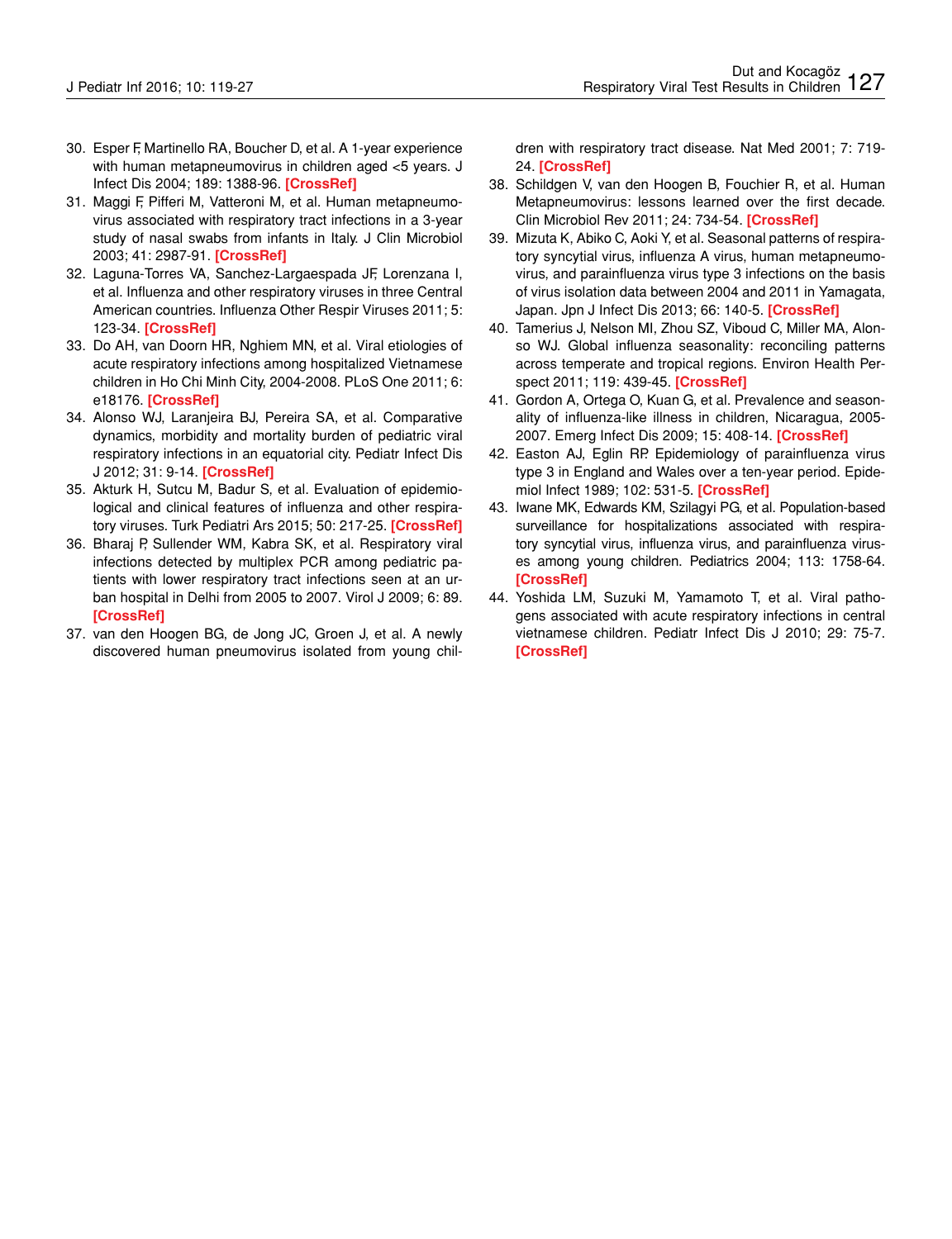30. Esper F, Martinello RA, Boucher D, et al. A 1-year experience with human metapneumovirus in children aged <5 years. J Infect Dis 2004; 189: 1388-96. [CrossRef]
31. Maggi F, Pifferi M, Vatteroni M, et al. Human metapneumovirus associated with respiratory tract infections in a 3-year study of nasal swabs from infants in Italy. J Clin Microbiol 2003; 41: 2987-91. [CrossRef]
32. Laguna-Torres VA, Sanchez-Largaespada JF, Lorenzana I, et al. Influenza and other respiratory viruses in three Central American countries. Influenza Other Respir Viruses 2011; 5: 123-34. [CrossRef]
33. Do AH, van Doorn HR, Nghiem MN, et al. Viral etiologies of acute respiratory infections among hospitalized Vietnamese children in Ho Chi Minh City, 2004-2008. PLoS One 2011; 6: e18176. [CrossRef]
34. Alonso WJ, Laranjeira BJ, Pereira SA, et al. Comparative dynamics, morbidity and mortality burden of pediatric viral respiratory infections in an equatorial city. Pediatr Infect Dis J 2012; 31: 9-14. [CrossRef]
35. Akturk H, Sutcu M, Badur S, et al. Evaluation of epidemiological and clinical features of influenza and other respiratory viruses. Turk Pediatri Ars 2015; 50: 217-25. [CrossRef]
36. Bharaj P, Sullender WM, Kabra SK, et al. Respiratory viral infections detected by multiplex PCR among pediatric patients with lower respiratory tract infections seen at an urban hospital in Delhi from 2005 to 2007. Virol J 2009; 6: 89. [CrossRef]
37. van den Hoogen BG, de Jong JC, Groen J, et al. A newly discovered human pneumovirus isolated from young children with respiratory tract disease. Nat Med 2001; 7: 719-24. [CrossRef]
38. Schildgen V, van den Hoogen B, Fouchier R, et al. Human Metapneumovirus: lessons learned over the first decade. Clin Microbiol Rev 2011; 24: 734-54. [CrossRef]
39. Mizuta K, Abiko C, Aoki Y, et al. Seasonal patterns of respiratory syncytial virus, influenza A virus, human metapneumovirus, and parainfluenza virus type 3 infections on the basis of virus isolation data between 2004 and 2011 in Yamagata, Japan. Jpn J Infect Dis 2013; 66: 140-5. [CrossRef]
40. Tamerius J, Nelson MI, Zhou SZ, Viboud C, Miller MA, Alonso WJ. Global influenza seasonality: reconciling patterns across temperate and tropical regions. Environ Health Perspect 2011; 119: 439-45. [CrossRef]
41. Gordon A, Ortega O, Kuan G, et al. Prevalence and seasonality of influenza-like illness in children, Nicaragua, 2005-2007. Emerg Infect Dis 2009; 15: 408-14. [CrossRef]
42. Easton AJ, Eglin RP. Epidemiology of parainfluenza virus type 3 in England and Wales over a ten-year period. Epidemiol Infect 1989; 102: 531-5. [CrossRef]
43. Iwane MK, Edwards KM, Szilagyi PG, et al. Population-based surveillance for hospitalizations associated with respiratory syncytial virus, influenza virus, and parainfluenza viruses among young children. Pediatrics 2004; 113: 1758-64. [CrossRef]
44. Yoshida LM, Suzuki M, Yamamoto T, et al. Viral pathogens associated with acute respiratory infections in central vietnamese children. Pediatr Infect Dis J 2010; 29: 75-7. [CrossRef]